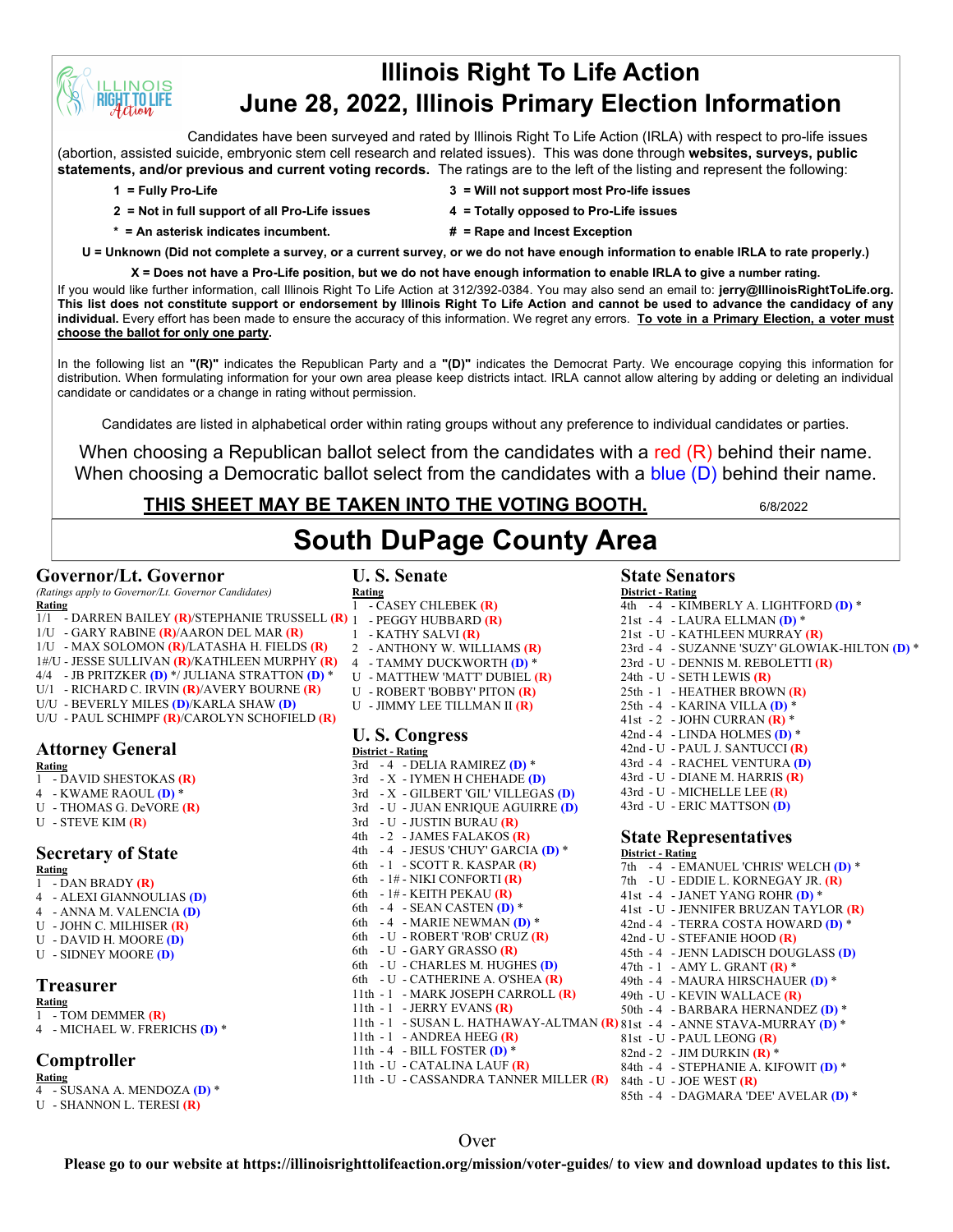# Illinois Right To Life Action

# June 28, 2022, Illinois Primary Election Information

Candidates have been surveyed and rated by Illinois Right To Life Action (IRLA) with respect to pro-life issues (abortion, assisted suicide, embryonic stem cell research and related issues). This was done through **websites, surveys, public statements, and/or previous and current voting records.** The ratings are to the left of the listing and represent the following:

- **1 = Fully Pro-Life**
- **2 = Not in full support of all Pro-Life issues**
- **\* = An asterisk indicates incumbent.**
- **3 = Will not support most Pro-life issues**
- **4 = Totally opposed to Pro-Life issues**
- **# = Rape and Incest Exception**

**U = Unknown (Did not complete a survey, or a current survey, or we do not have enough information to enable IRLA to rate properly.)**

**X = Does not have a Pro-Life position, but we do not have enough information to enable IRLA to give a number rating.**

If you would like further information, call Illinois Right To Life Action at 312/392-0384. You may also send an email to: **jerry@IllinoisRightToLife.org. This list does not constitute support or endorsement by Illinois Right To Life Action and cannot be used to advance the candidacy of any individual.** Every effort has been made to ensure the accuracy of this information. We regret any errors. **To vote in a Primary Election, a voter must choose the ballot for only one party.**

In the following list an **"(R)"** indicates the Republican Party and a **"(D)"** indicates the Democrat Party. We encourage copying this information for distribution. When formulating information for your own area please keep districts intact. IRLA cannot allow altering by adding or deleting an individual candidate or candidates or a change in rating without permission.

Candidates are listed in alphabetical order within rating groups without any preference to individual candidates or parties.

When choosing a Republican ballot select from the candidates with a red (R) behind their name.
When choosing a Democratic ballot select from the candidates with a blue (D) behind their name.

**THIS SHEET MAY BE TAKEN INTO THE VOTING BOOTH.** 6/8/2022

# South DuPage County Area

## Governor/Lt. Governor

*(Ratings apply to Governor/Lt. Governor Candidates)*

**Rating**

- 1/1 - DARREN BAILEY (R)/STEPHANIE TRUSSELL (R)
- 1/U - GARY RABINE (R)/AARON DEL MAR (R)
- 1/U - MAX SOLOMON (R)/LATASHA H. FIELDS (R)
- 1#/U - JESSE SULLIVAN (R)/KATHLEEN MURPHY (R)
- 4/4 - JB PRITZKER (D) \*/ JULIANA STRATTON (D) \*
- U/1 - RICHARD C. IRVIN (R)/AVERY BOURNE (R)
- U/U - BEVERLY MILES (D)/KARLA SHAW (D)
- U/U - PAUL SCHIMPF (R)/CAROLYN SCHOFIELD (R)

## Attorney General

**Rating**

- 1 - DAVID SHESTOKAS (R)
- 4 - KWAME RAOUL (D) \*
- U - THOMAS G. DeVORE (R)
- U - STEVE KIM (R)

## Secretary of State

**Rating**

- 1 - DAN BRADY (R)
- 4 - ALEXI GIANNOULIAS (D)
- 4 - ANNA M. VALENCIA (D)
- U - JOHN C. MILHISER (R)
- U - DAVID H. MOORE (D)
- U - SIDNEY MOORE (D)

## Treasurer

**Rating**

- 1 - TOM DEMMER (R)
- 4 - MICHAEL W. FRERICHS (D) \*

## Comptroller

**Rating**

- 4 - SUSANA A. MENDOZA (D) \*
- U - SHANNON L. TERESI (R)

## U. S. Senate

**Rating**

- 1 - CASEY CHLEBEK (R)
- 1 - PEGGY HUBBARD (R)
- 1 - KATHY SALVI (R)
- 2 - ANTHONY W. WILLIAMS (R)
- 4 - TAMMY DUCKWORTH (D) \*
- U - MATTHEW 'MATT' DUBIEL (R)
- U - ROBERT 'BOBBY' PITON (R)
- U - JIMMY LEE TILLMAN II (R)

## U. S. Congress

**District - Rating**

- 3rd - 4 - DELIA RAMIREZ (D) \*
- 3rd - X - IYMEN H CHEHADE (D)
- 3rd - X - GILBERT 'GIL' VILLEGAS (D)
- 3rd - U - JUAN ENRIQUE AGUIRRE (D)
- 3rd - U - JUSTIN BURAU (R)
- 4th - 2 - JAMES FALAKOS (R)
- 4th - 4 - JESUS 'CHUY' GARCIA (D) \*
- 6th - 1 - SCOTT R. KASPAR (R)
- 6th - 1# - NIKI CONFORTI (R)
- 6th - 1# - KEITH PEKAU (R)
- 6th - 4 - SEAN CASTEN (D) \*
- 6th - 4 - MARIE NEWMAN (D) \*
- 6th - U - ROBERT 'ROB' CRUZ (R)
- 6th - U - GARY GRASSO (R)
- 6th - U - CHARLES M. HUGHES (D)
- 6th - U - CATHERINE A. O'SHEA (R)
- 11th - 1 - MARK JOSEPH CARROLL (R)
- 11th - 1 - JERRY EVANS (R)
- 11th - 1 - SUSAN L. HATHAWAY-ALTMAN (R)
- 11th - 1 - ANDREA HEEG (R)
- 11th - 4 - BILL FOSTER (D) \*
- 11th - U - CATALINA LAUF (R)
- 11th - U - CASSANDRA TANNER MILLER (R)

## State Senators

**District - Rating**

- 4th - 4 - KIMBERLY A. LIGHTFORD (D) \*
- 21st - 4 - LAURA ELLMAN (D) \*
- 21st - U - KATHLEEN MURRAY (R)
- 23rd - 4 - SUZANNE 'SUZY' GLOWIAK-HILTON (D) \*
- 23rd - U - DENNIS M. REBOLETTI (R)
- 24th - U - SETH LEWIS (R)
- 25th - 1 - HEATHER BROWN (R)
- 25th - 4 - KARINA VILLA (D) \*
- 41st - 2 - JOHN CURRAN (R) \*
- 42nd - 4 - LINDA HOLMES (D) \*
- 42nd - U - PAUL J. SANTUCCI (R)
- 43rd - 4 - RACHEL VENTURA (D)
- 43rd - U - DIANE M. HARRIS (R)
- 43rd - U - MICHELLE LEE (R)
- 43rd - U - ERIC MATTSON (D)

## State Representatives

**District - Rating**

- 7th - 4 - EMANUEL 'CHRIS' WELCH (D) \*
- 7th - U - EDDIE L. KORNEGAY JR. (R)
- 41st - 4 - JANET YANG ROHR (D) \*
- 41st - U - JENNIFER BRUZAN TAYLOR (R)
- 42nd - 4 - TERRA COSTA HOWARD (D) \*
- 42nd - U - STEFANIE HOOD (R)
- 45th - 4 - JENN LADISCH DOUGLASS (D)
- 47th - 1 - AMY L. GRANT (R) \*
- 49th - 4 - MAURA HIRSCHAUER (D) \*
- 49th - U - KEVIN WALLACE (R)
- 50th - 4 - BARBARA HERNANDEZ (D) \*
- 81st - 4 - ANNE STAVA-MURRAY (D) \*
- 81st - U - PAUL LEONG (R)
- 82nd - 2 - JIM DURKIN (R) \*
- 84th - 4 - STEPHANIE A. KIFOWIT (D) \*
- 84th - U - JOE WEST (R)
- 85th - 4 - DAGMARA 'DEE' AVELAR (D) \*

Over

**Please go to our website at https://illinoisrighttolifeaction.org/mission/voter-guides/ to view and download updates to this list.**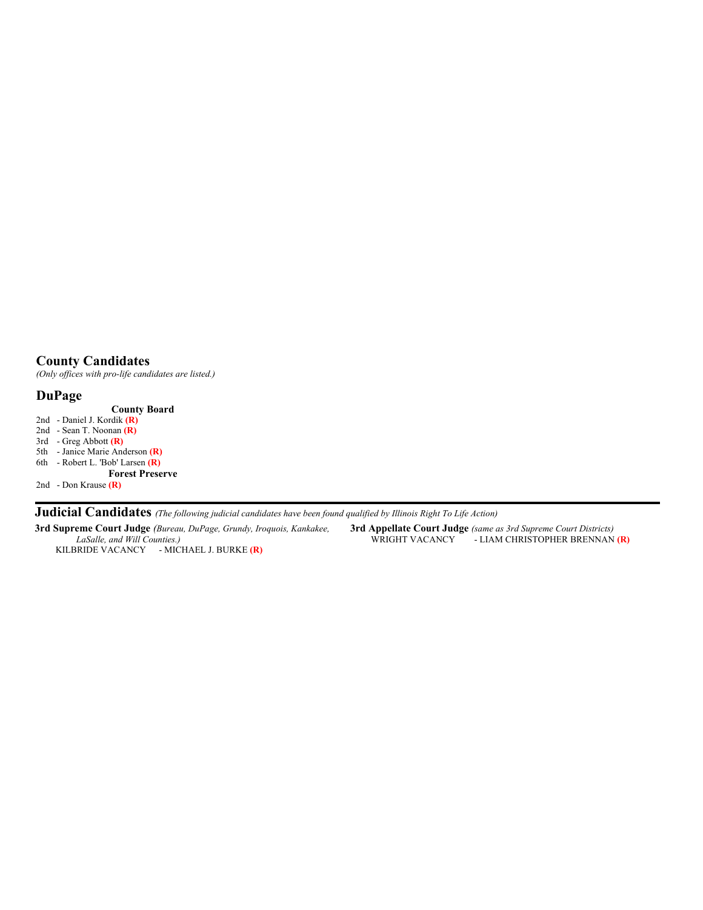## County Candidates

*(Only offices with pro-life candidates are listed.)*

## DuPage

**County Board**

2nd - Daniel J. Kordik **(R)**
2nd - Sean T. Noonan **(R)**
3rd - Greg Abbott **(R)**
5th - Janice Marie Anderson **(R)**
6th - Robert L. 'Bob' Larsen **(R)**

**Forest Preserve**

2nd - Don Krause **(R)**

---

## Judicial Candidates *(The following judicial candidates have been found qualified by Illinois Right To Life Action)*

**3rd Supreme Court Judge** *(Bureau, DuPage, Grundy, Iroquois, Kankakee, LaSalle, and Will Counties.)*

KILBRIDE VACANCY - MICHAEL J. BURKE **(R)**

**3rd Appellate Court Judge** *(same as 3rd Supreme Court Districts)*

WRIGHT VACANCY - LIAM CHRISTOPHER BRENNAN **(R)**